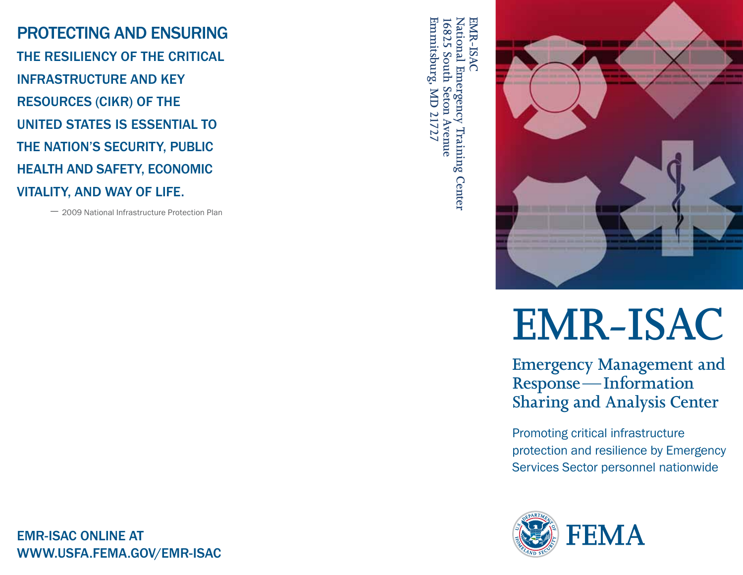**PROTECTING AND ENSURING THE RESILIENCY OF THE CRITICAL INFRASTRUCTURE AND KEY RESOURCES (CIKR) OF THE UNITED STATES IS ESSENTIAL TO THE NATION'S SECURITY, PUBLIC HEALTH AND SAFETY, ECONOMIC VITALITY, AND WAY OF LIFE.**

— 2009 National Infrastructure Protection Plan

EMR-ISAC ONLINE AT
WWW.USFA.FEMA.GOV/EMR-ISAC

EMR-ISAC
National Emergency Training Center
16825 South Seton Avenue
Emmitsburg, MD 21727

# EMR-ISAC

## Emergency Management and Response—Information Sharing and Analysis Center

Promoting critical infrastructure protection and resilience by Emergency Services Sector personnel nationwide

FEMA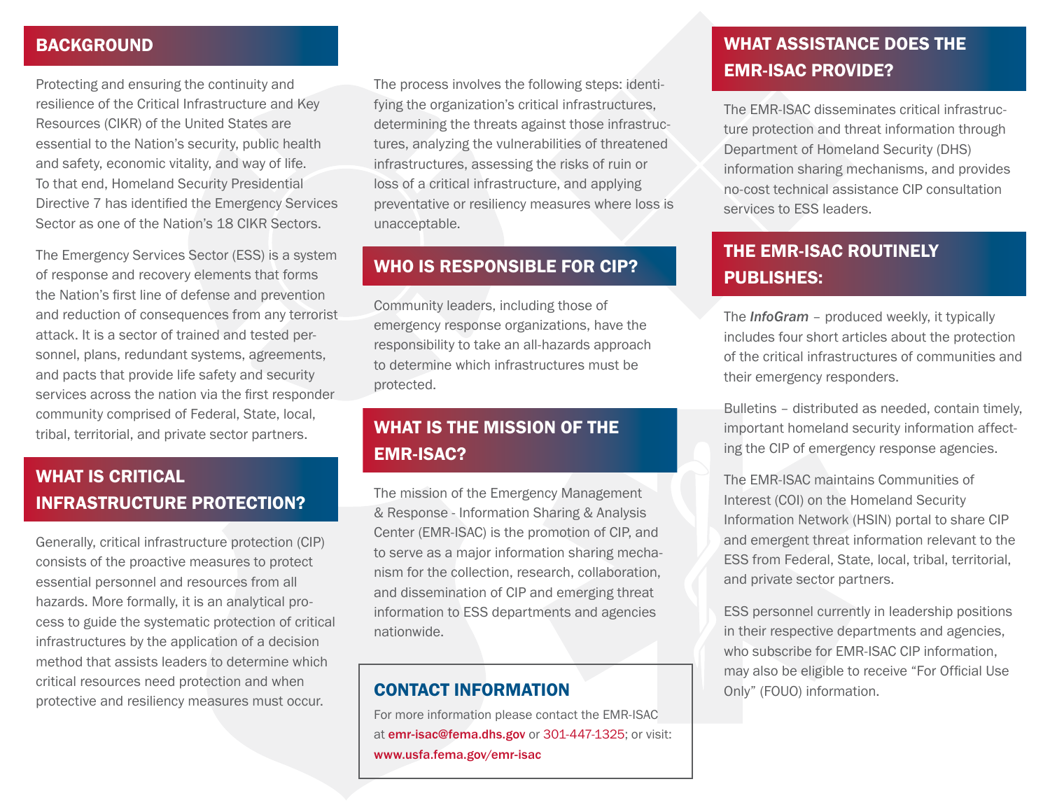## BACKGROUND

Protecting and ensuring the continuity and resilience of the Critical Infrastructure and Key Resources (CIKR) of the United States are essential to the Nation's security, public health and safety, economic vitality, and way of life. To that end, Homeland Security Presidential Directive 7 has identified the Emergency Services Sector as one of the Nation's 18 CIKR Sectors.

The Emergency Services Sector (ESS) is a system of response and recovery elements that forms the Nation's first line of defense and prevention and reduction of consequences from any terrorist attack. It is a sector of trained and tested personnel, plans, redundant systems, agreements, and pacts that provide life safety and security services across the nation via the first responder community comprised of Federal, State, local, tribal, territorial, and private sector partners.

## WHAT IS CRITICAL INFRASTRUCTURE PROTECTION?

Generally, critical infrastructure protection (CIP) consists of the proactive measures to protect essential personnel and resources from all hazards. More formally, it is an analytical process to guide the systematic protection of critical infrastructures by the application of a decision method that assists leaders to determine which critical resources need protection and when protective and resiliency measures must occur.

The process involves the following steps: identifying the organization's critical infrastructures, determining the threats against those infrastructures, analyzing the vulnerabilities of threatened infrastructures, assessing the risks of ruin or loss of a critical infrastructure, and applying preventative or resiliency measures where loss is unacceptable.

## WHO IS RESPONSIBLE FOR CIP?

Community leaders, including those of emergency response organizations, have the responsibility to take an all-hazards approach to determine which infrastructures must be protected.

## WHAT IS THE MISSION OF THE EMR-ISAC?

The mission of the Emergency Management & Response - Information Sharing & Analysis Center (EMR-ISAC) is the promotion of CIP, and to serve as a major information sharing mechanism for the collection, research, collaboration, and dissemination of CIP and emerging threat information to ESS departments and agencies nationwide.

## CONTACT INFORMATION

For more information please contact the EMR-ISAC at **emr-isac@fema.dhs.gov** or 301-447-1325; or visit: **www.usfa.fema.gov/emr-isac**

## WHAT ASSISTANCE DOES THE EMR-ISAC PROVIDE?

The EMR-ISAC disseminates critical infrastructure protection and threat information through Department of Homeland Security (DHS) information sharing mechanisms, and provides no-cost technical assistance CIP consultation services to ESS leaders.

## THE EMR-ISAC ROUTINELY PUBLISHES:

The ***InfoGram*** – produced weekly, it typically includes four short articles about the protection of the critical infrastructures of communities and their emergency responders.

Bulletins – distributed as needed, contain timely, important homeland security information affecting the CIP of emergency response agencies.

The EMR-ISAC maintains Communities of Interest (COI) on the Homeland Security Information Network (HSIN) portal to share CIP and emergent threat information relevant to the ESS from Federal, State, local, tribal, territorial, and private sector partners.

ESS personnel currently in leadership positions in their respective departments and agencies, who subscribe for EMR-ISAC CIP information, may also be eligible to receive "For Official Use Only" (FOUO) information.